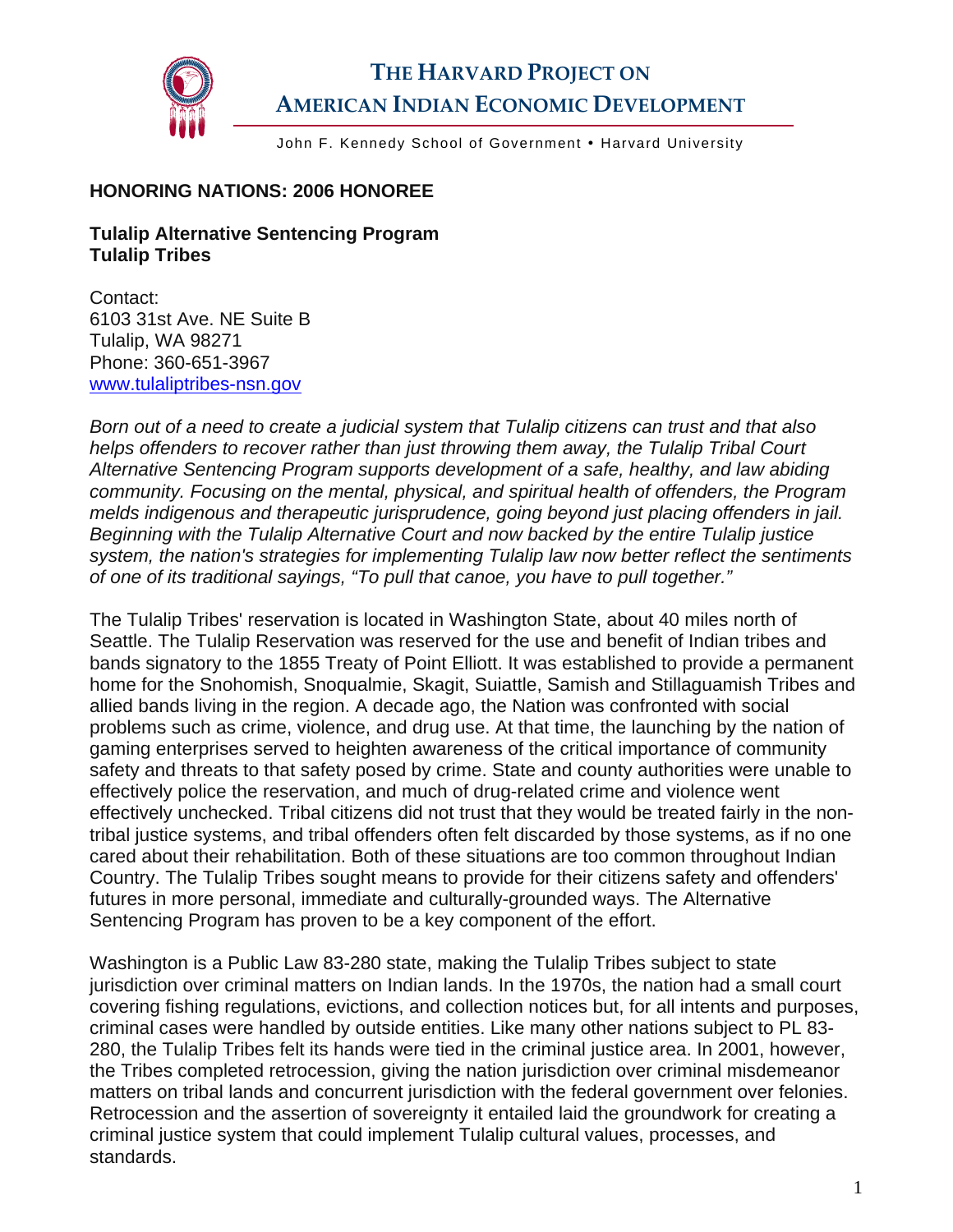# THE HARVARD PROJECT ON AMERICAN INDIAN ECONOMIC DEVELOPMENT

John F. Kennedy School of Government • Harvard University

**HONORING NATIONS: 2006 HONOREE**

**Tulalip Alternative Sentencing Program**
**Tulalip Tribes**

Contact:
6103 31st Ave. NE Suite B
Tulalip, WA 98271
Phone: 360-651-3967
www.tulaliptribes-nsn.gov

*Born out of a need to create a judicial system that Tulalip citizens can trust and that also helps offenders to recover rather than just throwing them away, the Tulalip Tribal Court Alternative Sentencing Program supports development of a safe, healthy, and law abiding community. Focusing on the mental, physical, and spiritual health of offenders, the Program melds indigenous and therapeutic jurisprudence, going beyond just placing offenders in jail. Beginning with the Tulalip Alternative Court and now backed by the entire Tulalip justice system, the nation's strategies for implementing Tulalip law now better reflect the sentiments of one of its traditional sayings, "To pull that canoe, you have to pull together."*

The Tulalip Tribes' reservation is located in Washington State, about 40 miles north of Seattle. The Tulalip Reservation was reserved for the use and benefit of Indian tribes and bands signatory to the 1855 Treaty of Point Elliott. It was established to provide a permanent home for the Snohomish, Snoqualmie, Skagit, Suiattle, Samish and Stillaguamish Tribes and allied bands living in the region. A decade ago, the Nation was confronted with social problems such as crime, violence, and drug use. At that time, the launching by the nation of gaming enterprises served to heighten awareness of the critical importance of community safety and threats to that safety posed by crime. State and county authorities were unable to effectively police the reservation, and much of drug-related crime and violence went effectively unchecked. Tribal citizens did not trust that they would be treated fairly in the non-tribal justice systems, and tribal offenders often felt discarded by those systems, as if no one cared about their rehabilitation. Both of these situations are too common throughout Indian Country. The Tulalip Tribes sought means to provide for their citizens safety and offenders' futures in more personal, immediate and culturally-grounded ways. The Alternative Sentencing Program has proven to be a key component of the effort.

Washington is a Public Law 83-280 state, making the Tulalip Tribes subject to state jurisdiction over criminal matters on Indian lands. In the 1970s, the nation had a small court covering fishing regulations, evictions, and collection notices but, for all intents and purposes, criminal cases were handled by outside entities. Like many other nations subject to PL 83-280, the Tulalip Tribes felt its hands were tied in the criminal justice area. In 2001, however, the Tribes completed retrocession, giving the nation jurisdiction over criminal misdemeanor matters on tribal lands and concurrent jurisdiction with the federal government over felonies. Retrocession and the assertion of sovereignty it entailed laid the groundwork for creating a criminal justice system that could implement Tulalip cultural values, processes, and standards.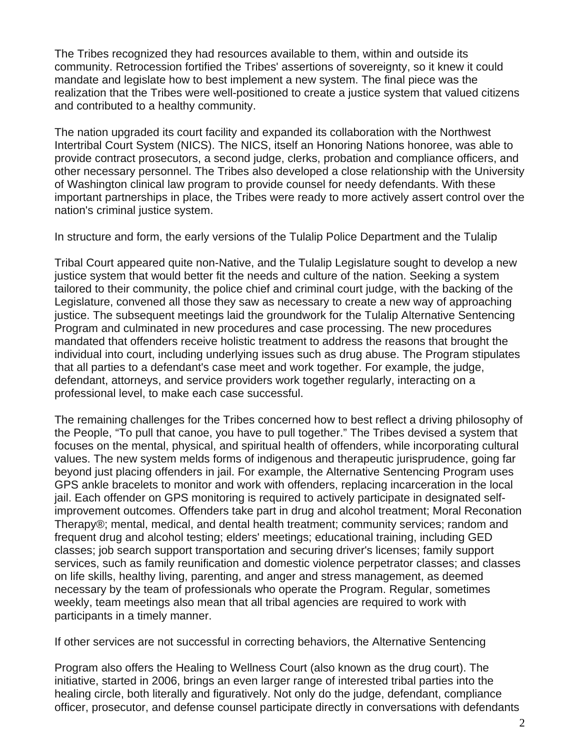The Tribes recognized they had resources available to them, within and outside its community. Retrocession fortified the Tribes' assertions of sovereignty, so it knew it could mandate and legislate how to best implement a new system. The final piece was the realization that the Tribes were well-positioned to create a justice system that valued citizens and contributed to a healthy community.

The nation upgraded its court facility and expanded its collaboration with the Northwest Intertribal Court System (NICS). The NICS, itself an Honoring Nations honoree, was able to provide contract prosecutors, a second judge, clerks, probation and compliance officers, and other necessary personnel. The Tribes also developed a close relationship with the University of Washington clinical law program to provide counsel for needy defendants. With these important partnerships in place, the Tribes were ready to more actively assert control over the nation's criminal justice system.

In structure and form, the early versions of the Tulalip Police Department and the Tulalip

Tribal Court appeared quite non-Native, and the Tulalip Legislature sought to develop a new justice system that would better fit the needs and culture of the nation. Seeking a system tailored to their community, the police chief and criminal court judge, with the backing of the Legislature, convened all those they saw as necessary to create a new way of approaching justice. The subsequent meetings laid the groundwork for the Tulalip Alternative Sentencing Program and culminated in new procedures and case processing. The new procedures mandated that offenders receive holistic treatment to address the reasons that brought the individual into court, including underlying issues such as drug abuse. The Program stipulates that all parties to a defendant's case meet and work together. For example, the judge, defendant, attorneys, and service providers work together regularly, interacting on a professional level, to make each case successful.

The remaining challenges for the Tribes concerned how to best reflect a driving philosophy of the People, "To pull that canoe, you have to pull together." The Tribes devised a system that focuses on the mental, physical, and spiritual health of offenders, while incorporating cultural values. The new system melds forms of indigenous and therapeutic jurisprudence, going far beyond just placing offenders in jail. For example, the Alternative Sentencing Program uses GPS ankle bracelets to monitor and work with offenders, replacing incarceration in the local jail. Each offender on GPS monitoring is required to actively participate in designated self-improvement outcomes. Offenders take part in drug and alcohol treatment; Moral Reconation Therapy®; mental, medical, and dental health treatment; community services; random and frequent drug and alcohol testing; elders' meetings; educational training, including GED classes; job search support transportation and securing driver's licenses; family support services, such as family reunification and domestic violence perpetrator classes; and classes on life skills, healthy living, parenting, and anger and stress management, as deemed necessary by the team of professionals who operate the Program. Regular, sometimes weekly, team meetings also mean that all tribal agencies are required to work with participants in a timely manner.

If other services are not successful in correcting behaviors, the Alternative Sentencing

Program also offers the Healing to Wellness Court (also known as the drug court). The initiative, started in 2006, brings an even larger range of interested tribal parties into the healing circle, both literally and figuratively. Not only do the judge, defendant, compliance officer, prosecutor, and defense counsel participate directly in conversations with defendants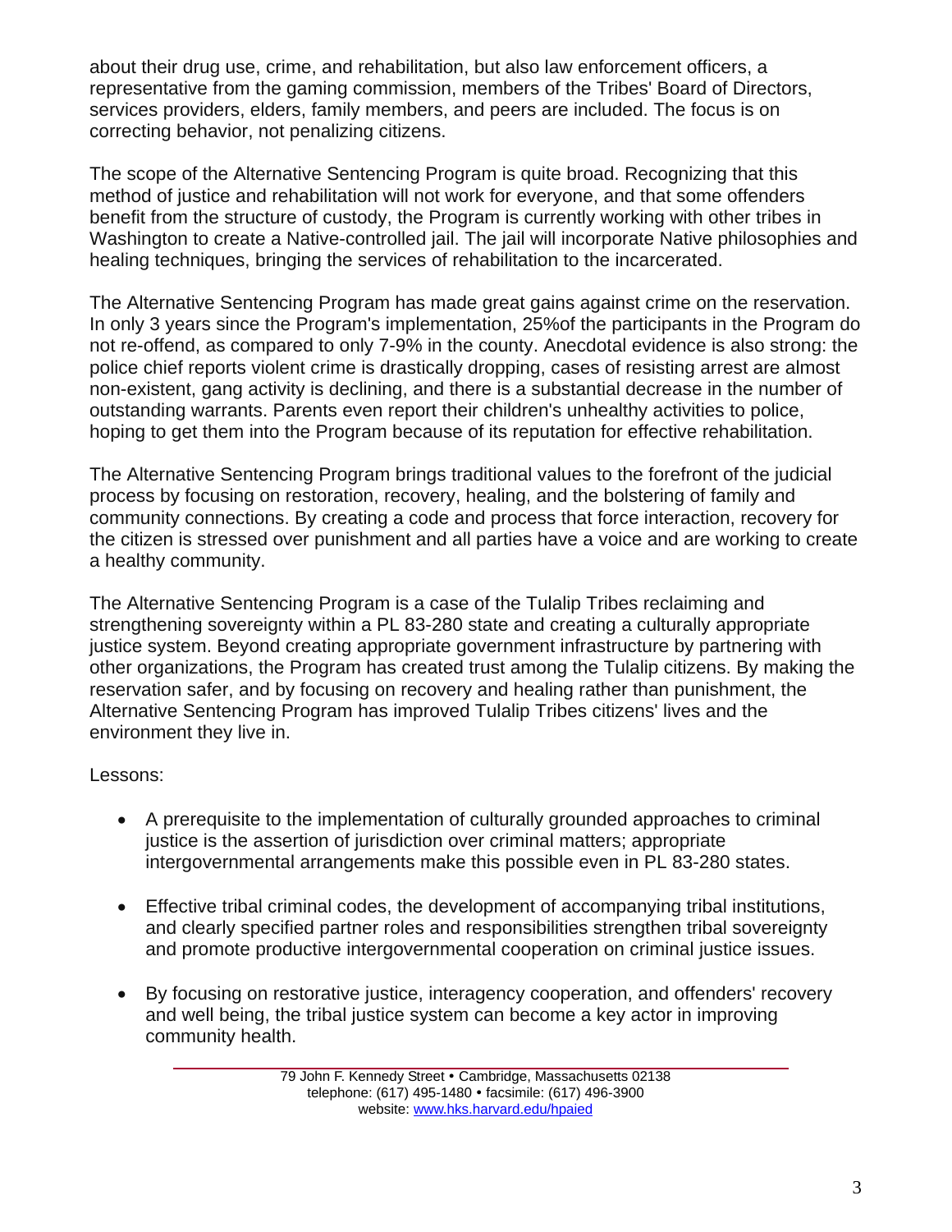about their drug use, crime, and rehabilitation, but also law enforcement officers, a representative from the gaming commission, members of the Tribes' Board of Directors, services providers, elders, family members, and peers are included. The focus is on correcting behavior, not penalizing citizens.

The scope of the Alternative Sentencing Program is quite broad. Recognizing that this method of justice and rehabilitation will not work for everyone, and that some offenders benefit from the structure of custody, the Program is currently working with other tribes in Washington to create a Native-controlled jail. The jail will incorporate Native philosophies and healing techniques, bringing the services of rehabilitation to the incarcerated.

The Alternative Sentencing Program has made great gains against crime on the reservation. In only 3 years since the Program's implementation, 25%of the participants in the Program do not re-offend, as compared to only 7-9% in the county. Anecdotal evidence is also strong: the police chief reports violent crime is drastically dropping, cases of resisting arrest are almost non-existent, gang activity is declining, and there is a substantial decrease in the number of outstanding warrants. Parents even report their children's unhealthy activities to police, hoping to get them into the Program because of its reputation for effective rehabilitation.

The Alternative Sentencing Program brings traditional values to the forefront of the judicial process by focusing on restoration, recovery, healing, and the bolstering of family and community connections. By creating a code and process that force interaction, recovery for the citizen is stressed over punishment and all parties have a voice and are working to create a healthy community.

The Alternative Sentencing Program is a case of the Tulalip Tribes reclaiming and strengthening sovereignty within a PL 83-280 state and creating a culturally appropriate justice system. Beyond creating appropriate government infrastructure by partnering with other organizations, the Program has created trust among the Tulalip citizens. By making the reservation safer, and by focusing on recovery and healing rather than punishment, the Alternative Sentencing Program has improved Tulalip Tribes citizens' lives and the environment they live in.

Lessons:

- A prerequisite to the implementation of culturally grounded approaches to criminal justice is the assertion of jurisdiction over criminal matters; appropriate intergovernmental arrangements make this possible even in PL 83-280 states.

- Effective tribal criminal codes, the development of accompanying tribal institutions, and clearly specified partner roles and responsibilities strengthen tribal sovereignty and promote productive intergovernmental cooperation on criminal justice issues.

- By focusing on restorative justice, interagency cooperation, and offenders' recovery and well being, the tribal justice system can become a key actor in improving community health.

79 John F. Kennedy Street • Cambridge, Massachusetts 02138
telephone: (617) 495-1480 • facsimile: (617) 496-3900
website: www.hks.harvard.edu/hpaied